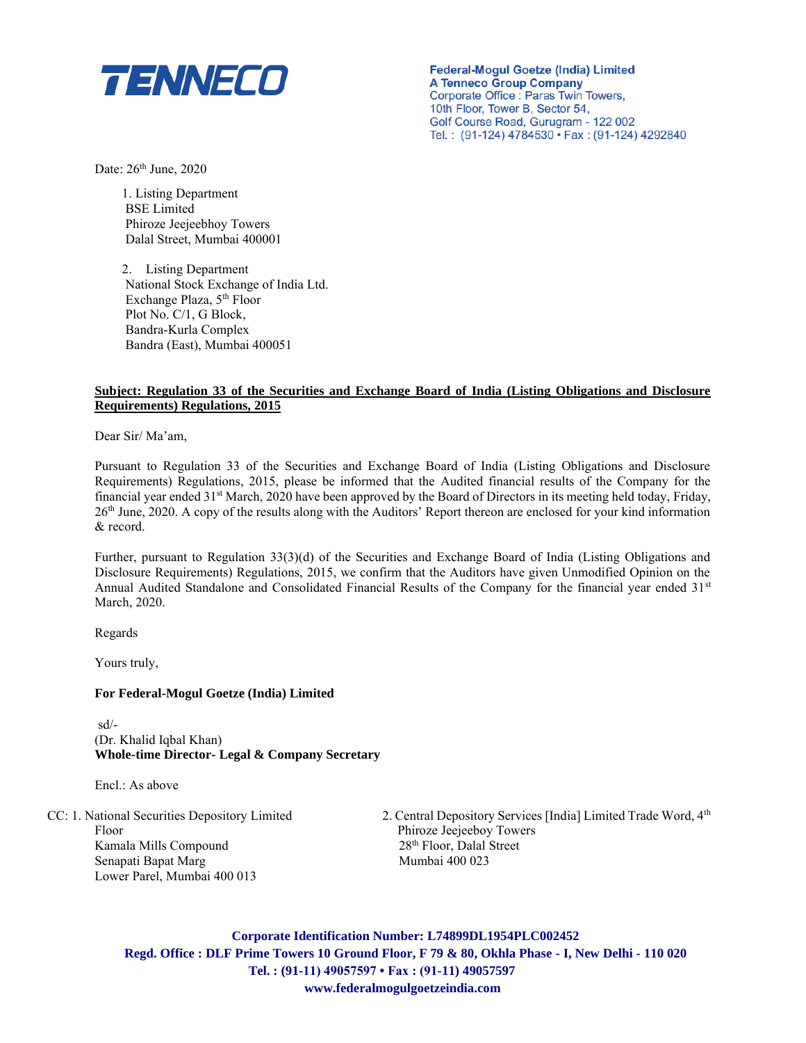TENNECO

**Federal-Mogul Goetze (India) Limited**
**A Tenneco Group Company**
Corporate Office : Paras Twin Towers,
10th Floor, Tower B, Sector 54,
Golf Course Road, Gurugram - 122 002
Tel. : (91-124) 4784530 • Fax : (91-124) 4292840

Date: 26th June, 2020

1. Listing Department
   BSE Limited
   Phiroze Jeejeebhoy Towers
   Dalal Street, Mumbai 400001

2. Listing Department
   National Stock Exchange of India Ltd.
   Exchange Plaza, 5th Floor
   Plot No. C/1, G Block,
   Bandra-Kurla Complex
   Bandra (East), Mumbai 400051

**Subject: Regulation 33 of the Securities and Exchange Board of India (Listing Obligations and Disclosure Requirements) Regulations, 2015**

Dear Sir/ Ma'am,

Pursuant to Regulation 33 of the Securities and Exchange Board of India (Listing Obligations and Disclosure Requirements) Regulations, 2015, please be informed that the Audited financial results of the Company for the financial year ended 31st March, 2020 have been approved by the Board of Directors in its meeting held today, Friday, 26th June, 2020. A copy of the results along with the Auditors' Report thereon are enclosed for your kind information & record.

Further, pursuant to Regulation 33(3)(d) of the Securities and Exchange Board of India (Listing Obligations and Disclosure Requirements) Regulations, 2015, we confirm that the Auditors have given Unmodified Opinion on the Annual Audited Standalone and Consolidated Financial Results of the Company for the financial year ended 31st March, 2020.

Regards

Yours truly,

**For Federal-Mogul Goetze (India) Limited**

sd/-
(Dr. Khalid Iqbal Khan)
**Whole-time Director- Legal & Company Secretary**

Encl.: As above

CC: 1. National Securities Depository Limited
Floor
Kamala Mills Compound
Senapati Bapat Marg
Lower Parel, Mumbai 400 013

2. Central Depository Services [India] Limited Trade Word, 4th
Phiroze Jeejeeboy Towers
28th Floor, Dalal Street
Mumbai 400 023

**Corporate Identification Number: L74899DL1954PLC002452**
**Regd. Office : DLF Prime Towers 10 Ground Floor, F 79 & 80, Okhla Phase - I, New Delhi - 110 020**
**Tel. : (91-11) 49057597 • Fax : (91-11) 49057597**
**www.federalmogulgoetzeindia.com**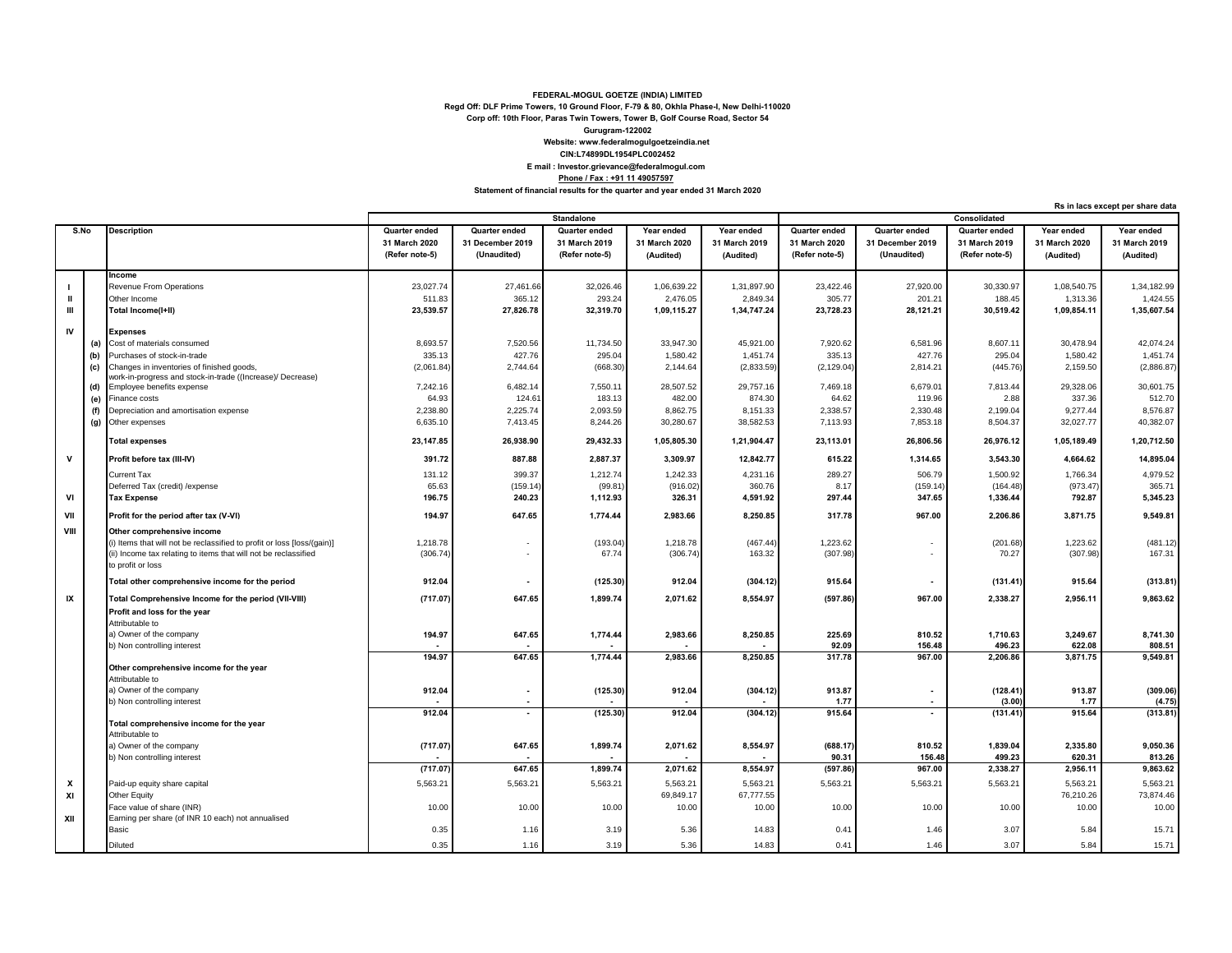**FEDERAL-MOGUL GOETZE (INDIA) LIMITED**
**Regd Off: DLF Prime Towers, 10 Ground Floor, F-79 & 80, Okhla Phase-I, New Delhi-110020**
**Corp off: 10th Floor, Paras Twin Towers, Tower B, Golf Course Road, Sector 54**
**Gurugram-122002**
**Website: www.federalmogulgoetzeindia.net**
**CIN:L74899DL1954PLC002452**
**E mail : Investor.grievance@federalmogul.com**
**Phone / Fax : +91 11 49057597**

**Statement of financial results for the quarter and year ended 31 March 2020**

**Rs in lacs except per share data**

| S.No | | Description | Standalone | | | | | Consolidated | | | | |
|---|---|---|---|---|---|---|---|---|---|---|---|---|
| | | | Quarter ended 31 March 2020 (Refer note-5) | Quarter ended 31 December 2019 (Unaudited) | Quarter ended 31 March 2019 (Refer note-5) | Year ended 31 March 2020 (Audited) | Year ended 31 March 2019 (Audited) | Quarter ended 31 March 2020 (Refer note-5) | Quarter ended 31 December 2019 (Unaudited) | Quarter ended 31 March 2019 (Refer note-5) | Year ended 31 March 2020 (Audited) | Year ended 31 March 2019 (Audited) |
| | | **Income** | | | | | | | | | | |
| I | | Revenue From Operations | 23,027.74 | 27,461.66 | 32,026.46 | 1,06,639.22 | 1,31,897.90 | 23,422.46 | 27,920.00 | 30,330.97 | 1,08,540.75 | 1,34,182.99 |
| II | | Other Income | 511.83 | 365.12 | 293.24 | 2,476.05 | 2,849.34 | 305.77 | 201.21 | 188.45 | 1,313.36 | 1,424.55 |
| III | | **Total Income(I+II)** | **23,539.57** | **27,826.78** | **32,319.70** | **1,09,115.27** | **1,34,747.24** | **23,728.23** | **28,121.21** | **30,519.42** | **1,09,854.11** | **1,35,607.54** |
| IV | | **Expenses** | | | | | | | | | | |
| | (a) | Cost of materials consumed | 8,693.57 | 7,520.56 | 11,734.50 | 33,947.30 | 45,921.00 | 7,920.62 | 6,581.96 | 8,607.11 | 30,478.94 | 42,074.24 |
| | (b) | Purchases of stock-in-trade | 335.13 | 427.76 | 295.04 | 1,580.42 | 1,451.74 | 335.13 | 427.76 | 295.04 | 1,580.42 | 1,451.74 |
| | (c) | Changes in inventories of finished goods, work-in-progress and stock-in-trade ((Increase)/ Decrease) | (2,061.84) | 2,744.64 | (668.30) | 2,144.64 | (2,833.59) | (2,129.04) | 2,814.21 | (445.76) | 2,159.50 | (2,886.87) |
| | (d) | Employee benefits expense | 7,242.16 | 6,482.14 | 7,550.11 | 28,507.52 | 29,757.16 | 7,469.18 | 6,679.01 | 7,813.44 | 29,328.06 | 30,601.75 |
| | (e) | Finance costs | 64.93 | 124.61 | 183.13 | 482.00 | 874.30 | 64.62 | 119.96 | 2.88 | 337.36 | 512.70 |
| | (f) | Depreciation and amortisation expense | 2,238.80 | 2,225.74 | 2,093.59 | 8,862.75 | 8,151.33 | 2,338.57 | 2,330.48 | 2,199.04 | 9,277.44 | 8,576.87 |
| | (g) | Other expenses | 6,635.10 | 7,413.45 | 8,244.26 | 30,280.67 | 38,582.53 | 7,113.93 | 7,853.18 | 8,504.37 | 32,027.77 | 40,382.07 |
| | | **Total expenses** | **23,147.85** | **26,938.90** | **29,432.33** | **1,05,805.30** | **1,21,904.47** | **23,113.01** | **26,806.56** | **26,976.12** | **1,05,189.49** | **1,20,712.50** |
| V | | **Profit before tax (III-IV)** | **391.72** | **887.88** | **2,887.37** | **3,309.97** | **12,842.77** | **615.22** | **1,314.65** | **3,543.30** | **4,664.62** | **14,895.04** |
| | | Current Tax | 131.12 | 399.37 | 1,212.74 | 1,242.33 | 4,231.16 | 289.27 | 506.79 | 1,500.92 | 1,766.34 | 4,979.52 |
| | | Deferred Tax (credit) /expense | 65.63 | (159.14) | (99.81) | (916.02) | 360.76 | 8.17 | (159.14) | (164.48) | (973.47) | 365.71 |
| VI | | **Tax Expense** | **196.75** | **240.23** | **1,112.93** | **326.31** | **4,591.92** | **297.44** | **347.65** | **1,336.44** | **792.87** | **5,345.23** |
| VII | | **Profit for the period after tax (V-VI)** | **194.97** | **647.65** | **1,774.44** | **2,983.66** | **8,250.85** | **317.78** | **967.00** | **2,206.86** | **3,871.75** | **9,549.81** |
| VIII | | **Other comprehensive income** | | | | | | | | | | |
| | | (i) Items that will not be reclassified to profit or loss [loss/(gain)] | 1,218.78 | - | (193.04) | 1,218.78 | (467.44) | 1,223.62 | - | (201.68) | 1,223.62 | (481.12) |
| | | (ii) Income tax relating to items that will not be reclassified to profit or loss | (306.74) | - | 67.74 | (306.74) | 163.32 | (307.98) | - | 70.27 | (307.98) | 167.31 |
| | | **Total other comprehensive income for the period** | **912.04** | **-** | **(125.30)** | **912.04** | **(304.12)** | **915.64** | **-** | **(131.41)** | **915.64** | **(313.81)** |
| IX | | **Total Comprehensive Income for the period (VII-VIII)** | **(717.07)** | **647.65** | **1,899.74** | **2,071.62** | **8,554.97** | **(597.86)** | **967.00** | **2,338.27** | **2,956.11** | **9,863.62** |
| | | **Profit and loss for the year** | | | | | | | | | | |
| | | Attributable to | | | | | | | | | | |
| | | a) Owner of the company | **194.97** | **647.65** | **1,774.44** | **2,983.66** | **8,250.85** | **225.69** | **810.52** | **1,710.63** | **3,249.67** | **8,741.30** |
| | | b) Non controlling interest | **-** | **-** | **-** | **-** | **-** | **92.09** | **156.48** | **496.23** | **622.08** | **808.51** |
| | | | **194.97** | **647.65** | **1,774.44** | **2,983.66** | **8,250.85** | **317.78** | **967.00** | **2,206.86** | **3,871.75** | **9,549.81** |
| | | **Other comprehensive income for the year** | | | | | | | | | | |
| | | Attributable to | | | | | | | | | | |
| | | a) Owner of the company | **912.04** | **-** | **(125.30)** | **912.04** | **(304.12)** | **913.87** | **-** | **(128.41)** | **913.87** | **(309.06)** |
| | | b) Non controlling interest | **-** | **-** | **-** | **-** | **-** | **1.77** | **-** | **(3.00)** | **1.77** | **(4.75)** |
| | | | **912.04** | **-** | **(125.30)** | **912.04** | **(304.12)** | **915.64** | **-** | **(131.41)** | **915.64** | **(313.81)** |
| | | **Total comprehensive income for the year** | | | | | | | | | | |
| | | Attributable to | | | | | | | | | | |
| | | a) Owner of the company | **(717.07)** | **647.65** | **1,899.74** | **2,071.62** | **8,554.97** | **(688.17)** | **810.52** | **1,839.04** | **2,335.80** | **9,050.36** |
| | | b) Non controlling interest | **-** | **-** | **-** | **-** | **-** | **90.31** | **156.48** | **499.23** | **620.31** | **813.26** |
| | | | **(717.07)** | **647.65** | **1,899.74** | **2,071.62** | **8,554.97** | **(597.86)** | **967.00** | **2,338.27** | **2,956.11** | **9,863.62** |
| X | | Paid-up equity share capital | 5,563.21 | 5,563.21 | 5,563.21 | 5,563.21 | 5,563.21 | 5,563.21 | 5,563.21 | 5,563.21 | 5,563.21 | 5,563.21 |
| XI | | Other Equity | | | | 69,849.17 | 67,777.55 | | | | 76,210.26 | 73,874.46 |
| | | Face value of share (INR) | 10.00 | 10.00 | 10.00 | 10.00 | 10.00 | 10.00 | 10.00 | 10.00 | 10.00 | 10.00 |
| XII | | Earning per share (of INR 10 each) not annualised | | | | | | | | | | |
| | | Basic | 0.35 | 1.16 | 3.19 | 5.36 | 14.83 | 0.41 | 1.46 | 3.07 | 5.84 | 15.71 |
| | | Diluted | 0.35 | 1.16 | 3.19 | 5.36 | 14.83 | 0.41 | 1.46 | 3.07 | 5.84 | 15.71 |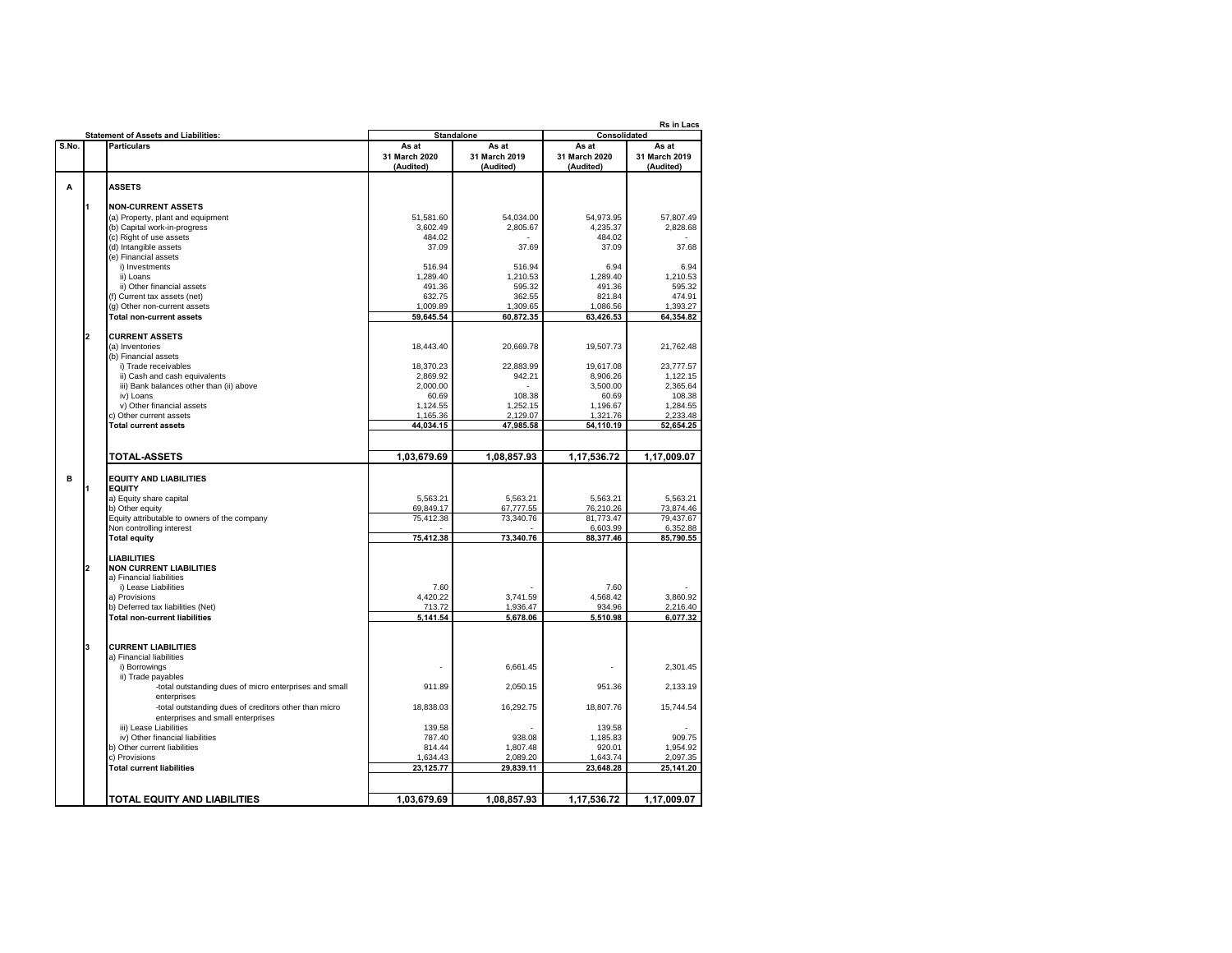Rs in Lacs

| S.No. | | Statement of Assets and Liabilities: Particulars | Standalone As at 31 March 2020 (Audited) | Standalone As at 31 March 2019 (Audited) | Consolidated As at 31 March 2020 (Audited) | Consolidated As at 31 March 2019 (Audited) |
|---|---|---|---|---|---|---|
| A | | **ASSETS** | | | | |
| | 1 | **NON-CURRENT ASSETS** | | | | |
| | | (a) Property, plant and equipment | 51,581.60 | 54,034.00 | 54,973.95 | 57,807.49 |
| | | (b) Capital work-in-progress | 3,602.49 | 2,805.67 | 4,235.37 | 2,828.68 |
| | | (c) Right of use assets | 484.02 | - | 484.02 | - |
| | | (d) Intangible assets | 37.09 | 37.69 | 37.09 | 37.68 |
| | | (e) Financial assets | | | | |
| | | i) Investments | 516.94 | 516.94 | 6.94 | 6.94 |
| | | ii) Loans | 1,289.40 | 1,210.53 | 1,289.40 | 1,210.53 |
| | | ii) Other financial assets | 491.36 | 595.32 | 491.36 | 595.32 |
| | | (f) Current tax assets (net) | 632.75 | 362.55 | 821.84 | 474.91 |
| | | (g) Other non-current assets | 1,009.89 | 1,309.65 | 1,086.56 | 1,393.27 |
| | | **Total non-current assets** | **59,645.54** | **60,872.35** | **63,426.53** | **64,354.82** |
| | 2 | **CURRENT ASSETS** | | | | |
| | | (a) Inventories | 18,443.40 | 20,669.78 | 19,507.73 | 21,762.48 |
| | | (b) Financial assets | | | | |
| | | i) Trade receivables | 18,370.23 | 22,883.99 | 19,617.08 | 23,777.57 |
| | | ii) Cash and cash equivalents | 2,869.92 | 942.21 | 8,906.26 | 1,122.15 |
| | | iii) Bank balances other than (ii) above | 2,000.00 | - | 3,500.00 | 2,365.64 |
| | | iv) Loans | 60.69 | 108.38 | 60.69 | 108.38 |
| | | v) Other financial assets | 1,124.55 | 1,252.15 | 1,196.67 | 1,284.55 |
| | | c) Other current assets | 1,165.36 | 2,129.07 | 1,321.76 | 2,233.48 |
| | | **Total current assets** | **44,034.15** | **47,985.58** | **54,110.19** | **52,654.25** |
| | | **TOTAL-ASSETS** | **1,03,679.69** | **1,08,857.93** | **1,17,536.72** | **1,17,009.07** |
| B | | **EQUITY AND LIABILITIES** | | | | |
| | 1 | **EQUITY** | | | | |
| | | a) Equity share capital | 5,563.21 | 5,563.21 | 5,563.21 | 5,563.21 |
| | | b) Other equity | 69,849.17 | 67,777.55 | 76,210.26 | 73,874.46 |
| | | Equity attributable to owners of the company | 75,412.38 | 73,340.76 | 81,773.47 | 79,437.67 |
| | | Non controlling interest | - | - | 6,603.99 | 6,352.88 |
| | | **Total equity** | **75,412.38** | **73,340.76** | **88,377.46** | **85,790.55** |
| | | **LIABILITIES** | | | | |
| | 2 | **NON CURRENT LIABILITIES** | | | | |
| | | a) Financial liabilities | | | | |
| | | i) Lease Liabilities | 7.60 | - | 7.60 | - |
| | | a) Provisions | 4,420.22 | 3,741.59 | 4,568.42 | 3,860.92 |
| | | b) Deferred tax liabilities (Net) | 713.72 | 1,936.47 | 934.96 | 2,216.40 |
| | | **Total non-current liabilities** | **5,141.54** | **5,678.06** | **5,510.98** | **6,077.32** |
| | 3 | **CURRENT LIABILITIES** | | | | |
| | | a) Financial liabilities | | | | |
| | | i) Borrowings | - | 6,661.45 | - | 2,301.45 |
| | | ii) Trade payables | | | | |
| | | -total outstanding dues of micro enterprises and small enterprises | 911.89 | 2,050.15 | 951.36 | 2,133.19 |
| | | -total outstanding dues of creditors other than micro enterprises and small enterprises | 18,838.03 | 16,292.75 | 18,807.76 | 15,744.54 |
| | | iii) Lease Liabilities | 139.58 | - | 139.58 | - |
| | | iv) Other financial liabilities | 787.40 | 938.08 | 1,185.83 | 909.75 |
| | | b) Other current liabilities | 814.44 | 1,807.48 | 920.01 | 1,954.92 |
| | | c) Provisions | 1,634.43 | 2,089.20 | 1,643.74 | 2,097.35 |
| | | **Total current liabilities** | **23,125.77** | **29,839.11** | **23,648.28** | **25,141.20** |
| | | **TOTAL EQUITY AND LIABILITIES** | **1,03,679.69** | **1,08,857.93** | **1,17,536.72** | **1,17,009.07** |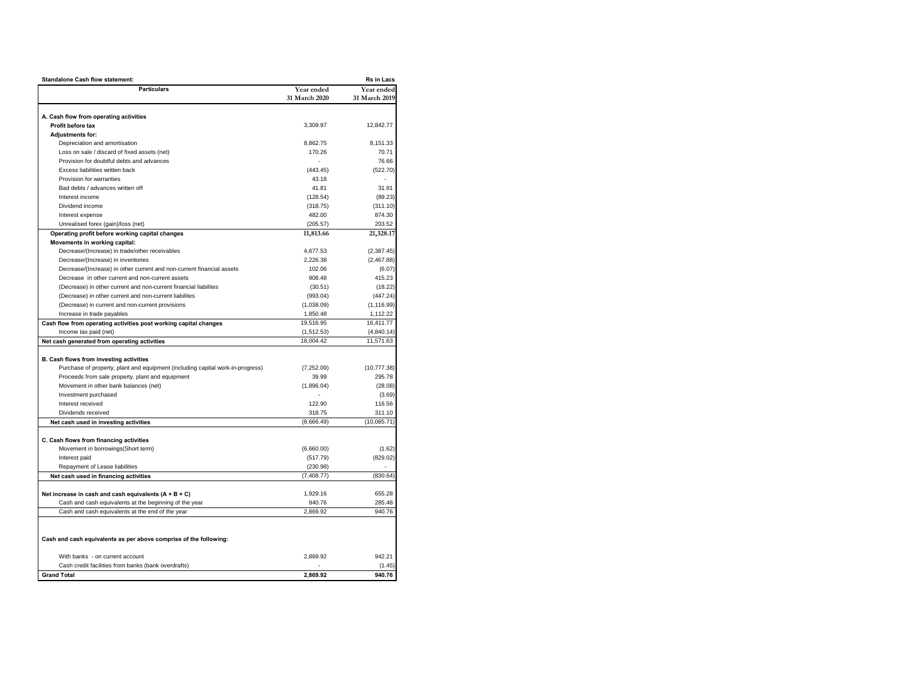**Standalone Cash flow statement:** **Rs in Lacs**

| Particulars | Year ended 31 March 2020 | Year ended 31 March 2019 |
|---|---|---|
| **A. Cash flow from operating activities** | | |
| **Profit before tax** | 3,309.97 | 12,842.77 |
| **Adjustments for:** | | |
| Depreciation and amortisation | 8,862.75 | 8,151.33 |
| Loss on sale / discard of fixed assets (net) | 170.26 | 70.71 |
| Provision for doubtful debts and advances | - | 76.66 |
| Excess liabilities written back | (443.45) | (522.70) |
| Provision for warranties | 43.18 | - |
| Bad debts / advances written off | 41.81 | 31.91 |
| Interest income | (128.54) | (89.23) |
| Dividend income | (318.75) | (311.10) |
| Interest expense | 482.00 | 874.30 |
| Unrealised forex (gain)/loss (net) | (205.57) | 203.52 |
| **Operating profit before working capital changes** | **11,813.66** | **21,328.17** |
| **Movements in working capital:** | | |
| Decrease/(Increase) in trade/other receivables | 4,677.53 | (2,387.45) |
| Decrease/(Increase) in inventories | 2,226.38 | (2,467.88) |
| Decrease/(Increase) in other current and non-current financial assets | 102.06 | (6.07) |
| Decrease in other current and non-current assets | 908.48 | 415.23 |
| (Decrease) in other current and non-current financial liabilites | (30.51) | (18.22) |
| (Decrease) in other current and non-current liabilites | (993.04) | (447.24) |
| (Decrease) in current and non-current provisions | (1,038.09) | (1,116.99) |
| Increase in trade payables | 1,850.48 | 1,112.22 |
| **Cash flow from operating activities post working capital changes** | 19,516.95 | 16,411.77 |
| Income tax paid (net) | (1,512.53) | (4,840.14) |
| **Net cash generated from operating activities** | 18,004.42 | 11,571.63 |
| | | |
| **B. Cash flows from investing activities** | | |
| Purchase of property, plant and equipment (including capital work-in-progress) | (7,252.09) | (10,777.38) |
| Proceeds from sale property, plant and equipment | 39.99 | 295.78 |
| Movement in other bank balances (net) | (1,896.04) | (28.08) |
| Investment purchased | - | (3.69) |
| Interest received | 122.90 | 116.56 |
| Dividends received | 318.75 | 311.10 |
| **Net cash used in investing activities** | (8,666.49) | (10,085.71) |
| | | |
| **C. Cash flows from financing activities** | | |
| Movement in borrowings(Short term) | (6,660.00) | (1.62) |
| Interest paid | (517.79) | (829.02) |
| Repayment of Lease liabilities | (230.98) | - |
| **Net cash used in financing activities** | (7,408.77) | (830.64) |
| | | |
| **Net increase in cash and cash equivalents (A + B + C)** | 1,929.16 | 655.28 |
| Cash and cash equivalents at the beginning of the year | 940.76 | 285.48 |
| Cash and cash equivalents at the end of the year | 2,869.92 | 940.76 |
| | | |
| **Cash and cash equivalents as per above comprise of the following:** | | |
| With banks - on current account | 2,869.92 | 942.21 |
| Cash credit facilities from banks (bank overdrafts) | - | (1.45) |
| **Grand Total** | **2,869.92** | **940.76** |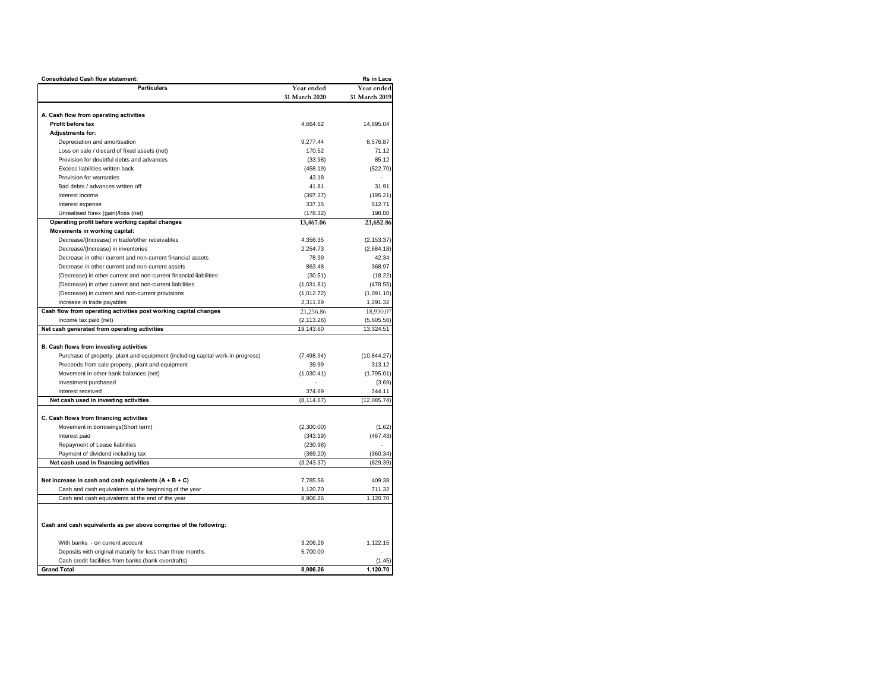**Consolidated Cash flow statement:** **Rs in Lacs**

| Particulars | Year ended 31 March 2020 | Year ended 31 March 2019 |
|---|---|---|
| **A. Cash flow from operating activities** | | |
| **Profit before tax** | 4,664.62 | 14,895.04 |
| **Adjustments for:** | | |
| Depreciation and amortisation | 9,277.44 | 8,576.87 |
| Loss on sale / discard of fixed assets (net) | 170.52 | 71.12 |
| Provision for doubtful debts and advances | (33.98) | 85.12 |
| Excess liabilities written back | (458.19) | (522.70) |
| Provision for warranties | 43.18 | - |
| Bad debts / advances written off | 41.81 | 31.91 |
| Interest income | (397.37) | (195.21) |
| Interest expense | 337.35 | 512.71 |
| Unrealised forex (gain)/loss (net) | (178.32) | 198.00 |
| **Operating profit before working capital changes** | **13,467.06** | **23,652.86** |
| **Movements in working capital:** | | |
| Decrease/(Increase) in trade/other receivables | 4,356.35 | (2,153.37) |
| Decrease/(Increase) in inventories | 2,254.73 | (2,684.18) |
| Decrease in other current and non-current financial assets | 78.99 | 42.34 |
| Decrease in other current and non-current assets | 863.48 | 368.97 |
| (Decrease) in other current and non-current financial liabilities | (30.51) | (18.22) |
| (Decrease) in other current and non-current liabilities | (1,031.81) | (478.55) |
| (Decrease) in current and non-current provisions | (1,012.72) | (1,091.10) |
| Increase in trade payables | 2,311.29 | 1,291.32 |
| **Cash flow from operating activities post working capital changes** | 21,256.86 | 18,930.07 |
| Income tax paid (net) | (2,113.26) | (5,605.56) |
| **Net cash generated from operating activities** | 19,143.60 | 13,324.51 |
| **B. Cash flows from investing activities** | | |
| Purchase of property, plant and equipment (including capital work-in-progress) | (7,498.94) | (10,844.27) |
| Proceeds from sale property, plant and equipment | 39.99 | 313.12 |
| Movement in other bank balances (net) | (1,030.41) | (1,795.01) |
| Investment purchased | - | (3.69) |
| Interest received | 374.69 | 244.11 |
| **Net cash used in investing activities** | (8,114.67) | (12,085.74) |
| **C. Cash flows from financing activities** | | |
| Movement in borrowings(Short term) | (2,300.00) | (1.62) |
| Interest paid | (343.19) | (467.43) |
| Repayment of Lease liabilities | (230.98) | - |
| Payment of dividend including tax | (369.20) | (360.34) |
| **Net cash used in financing activities** | (3,243.37) | (829.39) |
| **Net increase in cash and cash equivalents (A + B + C)** | 7,785.56 | 409.38 |
| Cash and cash equivalents at the beginning of the year | 1,120.70 | 711.32 |
| Cash and cash equivalents at the end of the year | 8,906.26 | 1,120.70 |
| **Cash and cash equivalents as per above comprise of the following:** | | |
| With banks - on current account | 3,206.26 | 1,122.15 |
| Deposits with original maturity for less than three months | 5,700.00 | - |
| Cash credit facilities from banks (bank overdrafts) | - | (1.45) |
| **Grand Total** | **8,906.26** | **1,120.70** |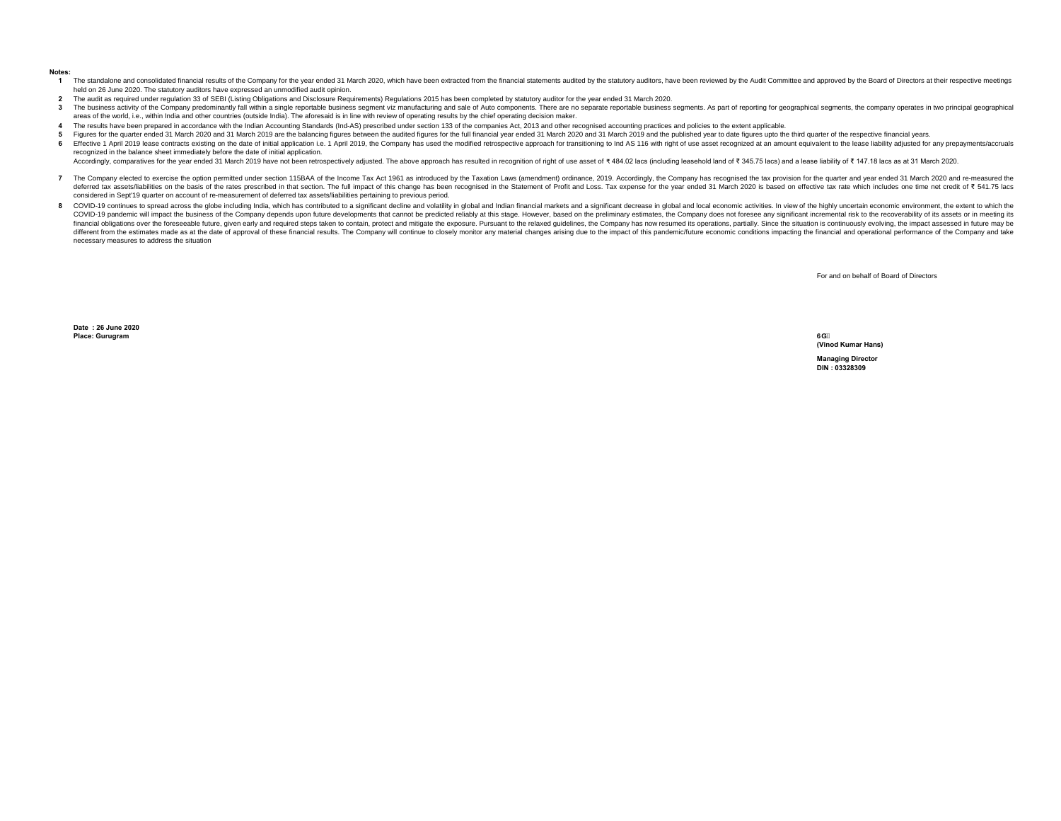**Notes:**

1. The standalone and consolidated financial results of the Company for the year ended 31 March 2020, which have been extracted from the financial statements audited by the statutory auditors, have been reviewed by the Audit Committee and approved by the Board of Directors at their respective meetings held on 26 June 2020. The statutory auditors have expressed an unmodified audit opinion.
2. The audit as required under regulation 33 of SEBI (Listing Obligations and Disclosure Requirements) Regulations 2015 has been completed by statutory auditor for the year ended 31 March 2020.
3. The business activity of the Company predominantly fall within a single reportable business segment viz manufacturing and sale of Auto components. There are no separate reportable business segments. As part of reporting for geographical segments, the company operates in two principal geographical areas of the world, i.e., within India and other countries (outside India). The aforesaid is in line with review of operating results by the chief operating decision maker.
4. The results have been prepared in accordance with the Indian Accounting Standards (Ind-AS) prescribed under section 133 of the companies Act, 2013 and other recognised accounting practices and policies to the extent applicable.
5. Figures for the quarter ended 31 March 2020 and 31 March 2019 are the balancing figures between the audited figures for the full financial year ended 31 March 2020 and 31 March 2019 and the published year to date figures upto the third quarter of the respective financial years.
6. Effective 1 April 2019 lease contracts existing on the date of initial application i.e. 1 April 2019, the Company has used the modified retrospective approach for transitioning to Ind AS 116 with right of use asset recognized at an amount equivalent to the lease liability adjusted for any prepayments/accruals recognized in the balance sheet immediately before the date of initial application.
   Accordingly, comparatives for the year ended 31 March 2019 have not been retrospectively adjusted. The above approach has resulted in recognition of right of use asset of ₹ 484.02 lacs (including leasehold land of ₹ 345.75 lacs) and a lease liability of ₹ 147.18 lacs as at 31 March 2020.
7. The Company elected to exercise the option permitted under section 115BAA of the Income Tax Act 1961 as introduced by the Taxation Laws (amendment) ordinance, 2019. Accordingly, the Company has recognised the tax provision for the quarter and year ended 31 March 2020 and re-measured the deferred tax assets/liabilities on the basis of the rates prescribed in that section. The full impact of this change has been recognised in the Statement of Profit and Loss. Tax expense for the year ended 31 March 2020 is based on effective tax rate which includes one time net credit of ₹ 541.75 lacs considered in Sept'19 quarter on account of re-measurement of deferred tax assets/liabilities pertaining to previous period.
8. COVID-19 continues to spread across the globe including India, which has contributed to a significant decline and volatility in global and Indian financial markets and a significant decrease in global and local economic activities. In view of the highly uncertain economic environment, the extent to which the COVID-19 pandemic will impact the business of the Company depends upon future developments that cannot be predicted reliably at this stage. However, based on the preliminary estimates, the Company does not foresee any significant incremental risk to the recoverability of its assets or in meeting its financial obligations over the foreseeable future, given early and required steps taken to contain, protect and mitigate the exposure. Pursuant to the relaxed guidelines, the Company has now resumed its operations, partially. Since the situation is continuously evolving, the impact assessed in future may be different from the estimates made as at the date of approval of these financial results. The Company will continue to closely monitor any material changes arising due to the impact of this pandemic/future economic conditions impacting the financial and operational performance of the Company and take necessary measures to address the situation

For and on behalf of Board of Directors

**Date : 26 June 2020**
**Place: Gurugram**

**(Vinod Kumar Hans)**

**Managing Director**
**DIN : 03328309**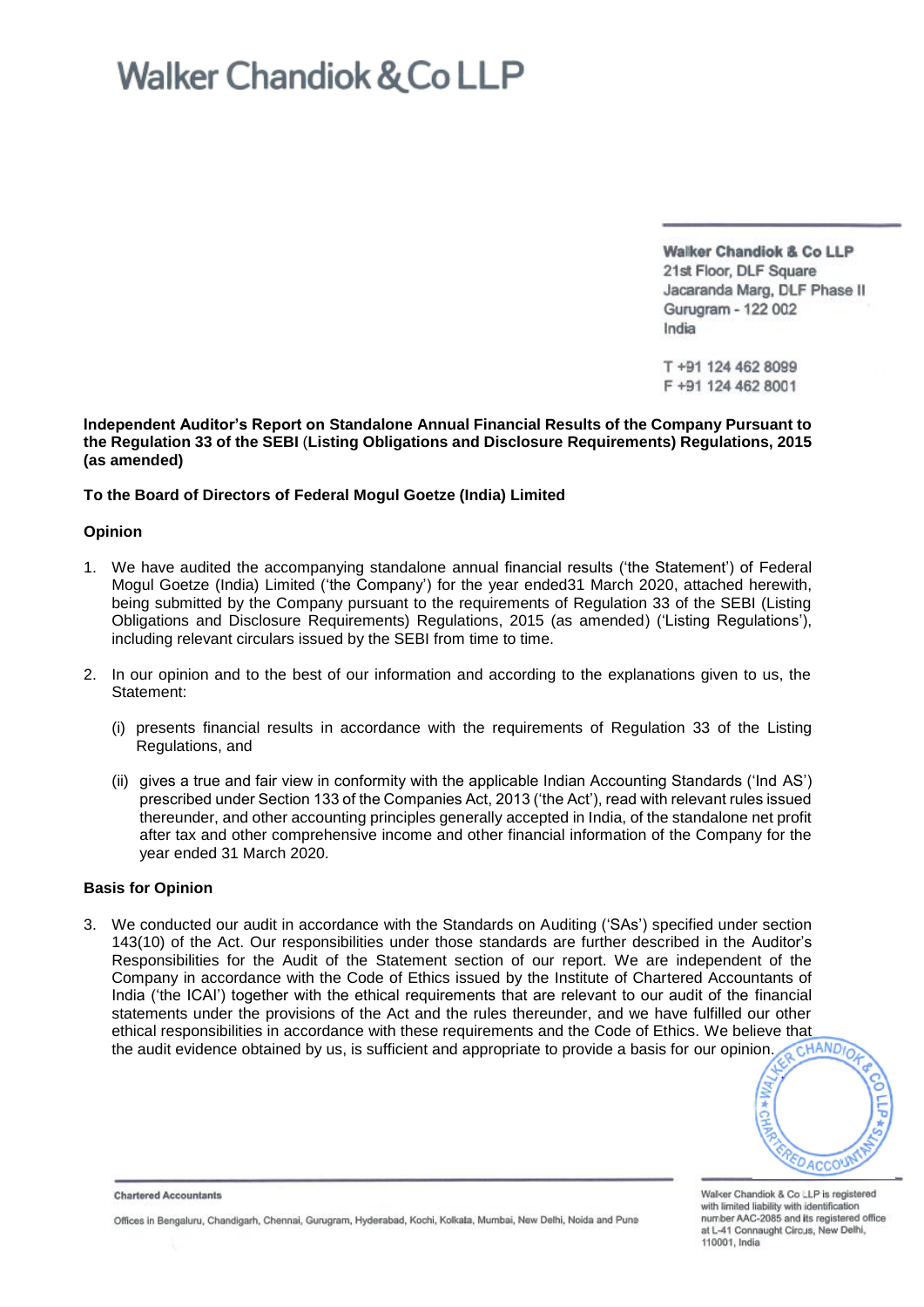# Walker Chandiok & Co LLP

Walker Chandiok & Co LLP
21st Floor, DLF Square
Jacaranda Marg, DLF Phase II
Gurugram - 122 002
India

T +91 124 462 8099
F +91 124 462 8001

**Independent Auditor's Report on Standalone Annual Financial Results of the Company Pursuant to the Regulation 33 of the SEBI (Listing Obligations and Disclosure Requirements) Regulations, 2015 (as amended)**

**To the Board of Directors of Federal Mogul Goetze (India) Limited**

**Opinion**

1. We have audited the accompanying standalone annual financial results ('the Statement') of Federal Mogul Goetze (India) Limited ('the Company') for the year ended31 March 2020, attached herewith, being submitted by the Company pursuant to the requirements of Regulation 33 of the SEBI (Listing Obligations and Disclosure Requirements) Regulations, 2015 (as amended) ('Listing Regulations'), including relevant circulars issued by the SEBI from time to time.

2. In our opinion and to the best of our information and according to the explanations given to us, the Statement:

   (i) presents financial results in accordance with the requirements of Regulation 33 of the Listing Regulations, and

   (ii) gives a true and fair view in conformity with the applicable Indian Accounting Standards ('Ind AS') prescribed under Section 133 of the Companies Act, 2013 ('the Act'), read with relevant rules issued thereunder, and other accounting principles generally accepted in India, of the standalone net profit after tax and other comprehensive income and other financial information of the Company for the year ended 31 March 2020.

**Basis for Opinion**

3. We conducted our audit in accordance with the Standards on Auditing ('SAs') specified under section 143(10) of the Act. Our responsibilities under those standards are further described in the Auditor's Responsibilities for the Audit of the Statement section of our report. We are independent of the Company in accordance with the Code of Ethics issued by the Institute of Chartered Accountants of India ('the ICAI') together with the ethical requirements that are relevant to our audit of the financial statements under the provisions of the Act and the rules thereunder, and we have fulfilled our other ethical responsibilities in accordance with these requirements and the Code of Ethics. We believe that the audit evidence obtained by us, is sufficient and appropriate to provide a basis for our opinion.

Chartered Accountants

Offices in Bengaluru, Chandigarh, Chennai, Gurugram, Hyderabad, Kochi, Kolkata, Mumbai, New Delhi, Noida and Pune

Walker Chandiok & Co LLP is registered with limited liability with identification number AAC-2085 and its registered office at L-41 Connaught Circus, New Delhi, 110001, India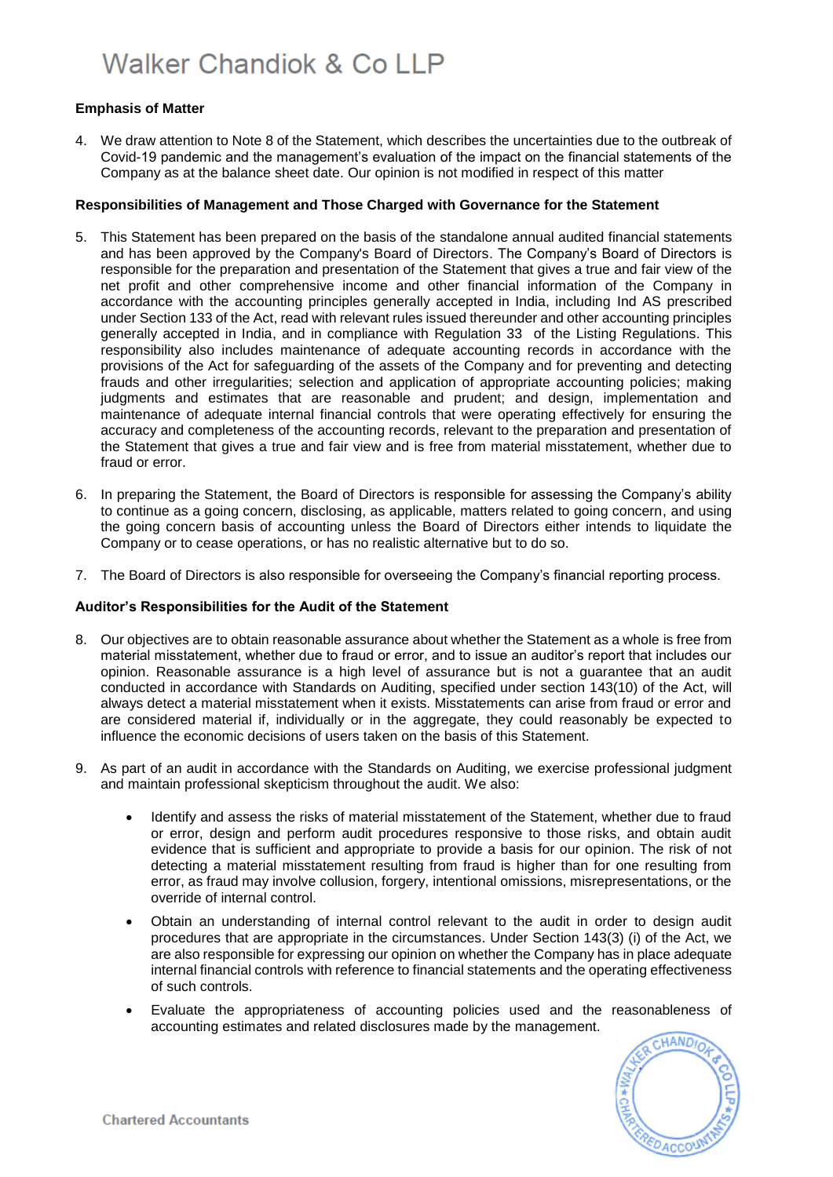**Emphasis of Matter**

4. We draw attention to Note 8 of the Statement, which describes the uncertainties due to the outbreak of Covid-19 pandemic and the management's evaluation of the impact on the financial statements of the Company as at the balance sheet date. Our opinion is not modified in respect of this matter

**Responsibilities of Management and Those Charged with Governance for the Statement**

5. This Statement has been prepared on the basis of the standalone annual audited financial statements and has been approved by the Company's Board of Directors. The Company's Board of Directors is responsible for the preparation and presentation of the Statement that gives a true and fair view of the net profit and other comprehensive income and other financial information of the Company in accordance with the accounting principles generally accepted in India, including Ind AS prescribed under Section 133 of the Act, read with relevant rules issued thereunder and other accounting principles generally accepted in India, and in compliance with Regulation 33 of the Listing Regulations. This responsibility also includes maintenance of adequate accounting records in accordance with the provisions of the Act for safeguarding of the assets of the Company and for preventing and detecting frauds and other irregularities; selection and application of appropriate accounting policies; making judgments and estimates that are reasonable and prudent; and design, implementation and maintenance of adequate internal financial controls that were operating effectively for ensuring the accuracy and completeness of the accounting records, relevant to the preparation and presentation of the Statement that gives a true and fair view and is free from material misstatement, whether due to fraud or error.

6. In preparing the Statement, the Board of Directors is responsible for assessing the Company's ability to continue as a going concern, disclosing, as applicable, matters related to going concern, and using the going concern basis of accounting unless the Board of Directors either intends to liquidate the Company or to cease operations, or has no realistic alternative but to do so.

7. The Board of Directors is also responsible for overseeing the Company's financial reporting process.

**Auditor's Responsibilities for the Audit of the Statement**

8. Our objectives are to obtain reasonable assurance about whether the Statement as a whole is free from material misstatement, whether due to fraud or error, and to issue an auditor's report that includes our opinion. Reasonable assurance is a high level of assurance but is not a guarantee that an audit conducted in accordance with Standards on Auditing, specified under section 143(10) of the Act, will always detect a material misstatement when it exists. Misstatements can arise from fraud or error and are considered material if, individually or in the aggregate, they could reasonably be expected to influence the economic decisions of users taken on the basis of this Statement.

9. As part of an audit in accordance with the Standards on Auditing, we exercise professional judgment and maintain professional skepticism throughout the audit. We also:

   - Identify and assess the risks of material misstatement of the Statement, whether due to fraud or error, design and perform audit procedures responsive to those risks, and obtain audit evidence that is sufficient and appropriate to provide a basis for our opinion. The risk of not detecting a material misstatement resulting from fraud is higher than for one resulting from error, as fraud may involve collusion, forgery, intentional omissions, misrepresentations, or the override of internal control.

   - Obtain an understanding of internal control relevant to the audit in order to design audit procedures that are appropriate in the circumstances. Under Section 143(3) (i) of the Act, we are also responsible for expressing our opinion on whether the Company has in place adequate internal financial controls with reference to financial statements and the operating effectiveness of such controls.

   - Evaluate the appropriateness of accounting policies used and the reasonableness of accounting estimates and related disclosures made by the management.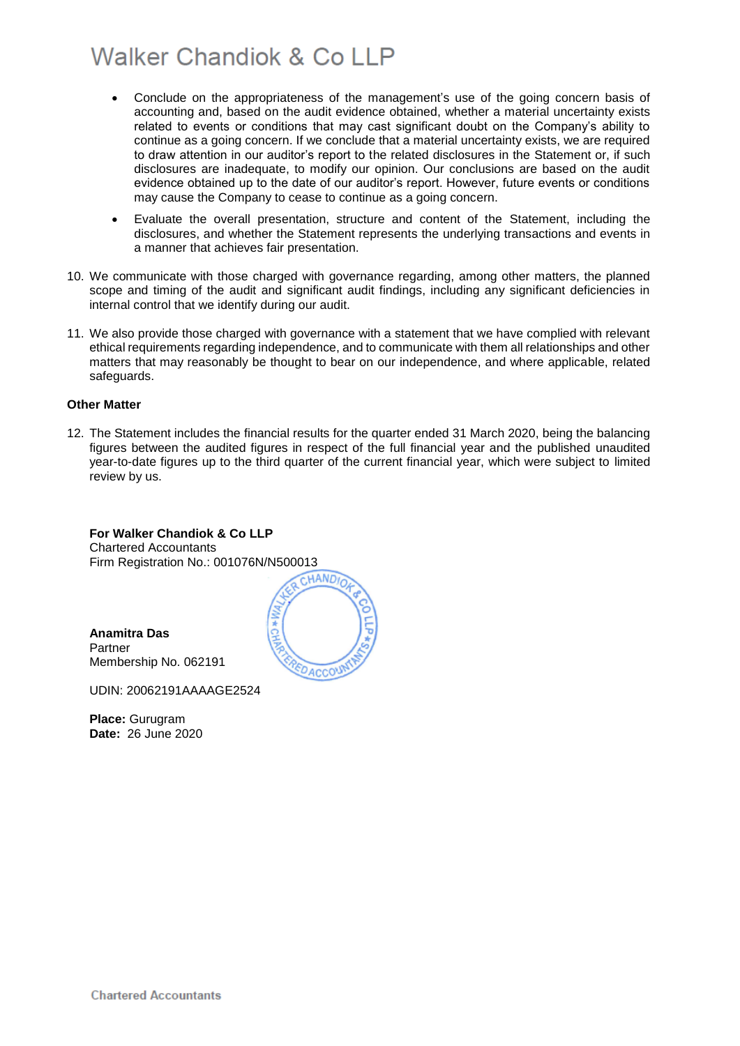- Conclude on the appropriateness of the management's use of the going concern basis of accounting and, based on the audit evidence obtained, whether a material uncertainty exists related to events or conditions that may cast significant doubt on the Company's ability to continue as a going concern. If we conclude that a material uncertainty exists, we are required to draw attention in our auditor's report to the related disclosures in the Statement or, if such disclosures are inadequate, to modify our opinion. Our conclusions are based on the audit evidence obtained up to the date of our auditor's report. However, future events or conditions may cause the Company to cease to continue as a going concern.
- Evaluate the overall presentation, structure and content of the Statement, including the disclosures, and whether the Statement represents the underlying transactions and events in a manner that achieves fair presentation.

10. We communicate with those charged with governance regarding, among other matters, the planned scope and timing of the audit and significant audit findings, including any significant deficiencies in internal control that we identify during our audit.

11. We also provide those charged with governance with a statement that we have complied with relevant ethical requirements regarding independence, and to communicate with them all relationships and other matters that may reasonably be thought to bear on our independence, and where applicable, related safeguards.

**Other Matter**

12. The Statement includes the financial results for the quarter ended 31 March 2020, being the balancing figures between the audited figures in respect of the full financial year and the published unaudited year-to-date figures up to the third quarter of the current financial year, which were subject to limited review by us.

**For Walker Chandiok & Co LLP**
Chartered Accountants
Firm Registration No.: 001076N/N500013

**Anamitra Das**
Partner
Membership No. 062191

UDIN: 20062191AAAAGE2524

**Place:** Gurugram
**Date:** 26 June 2020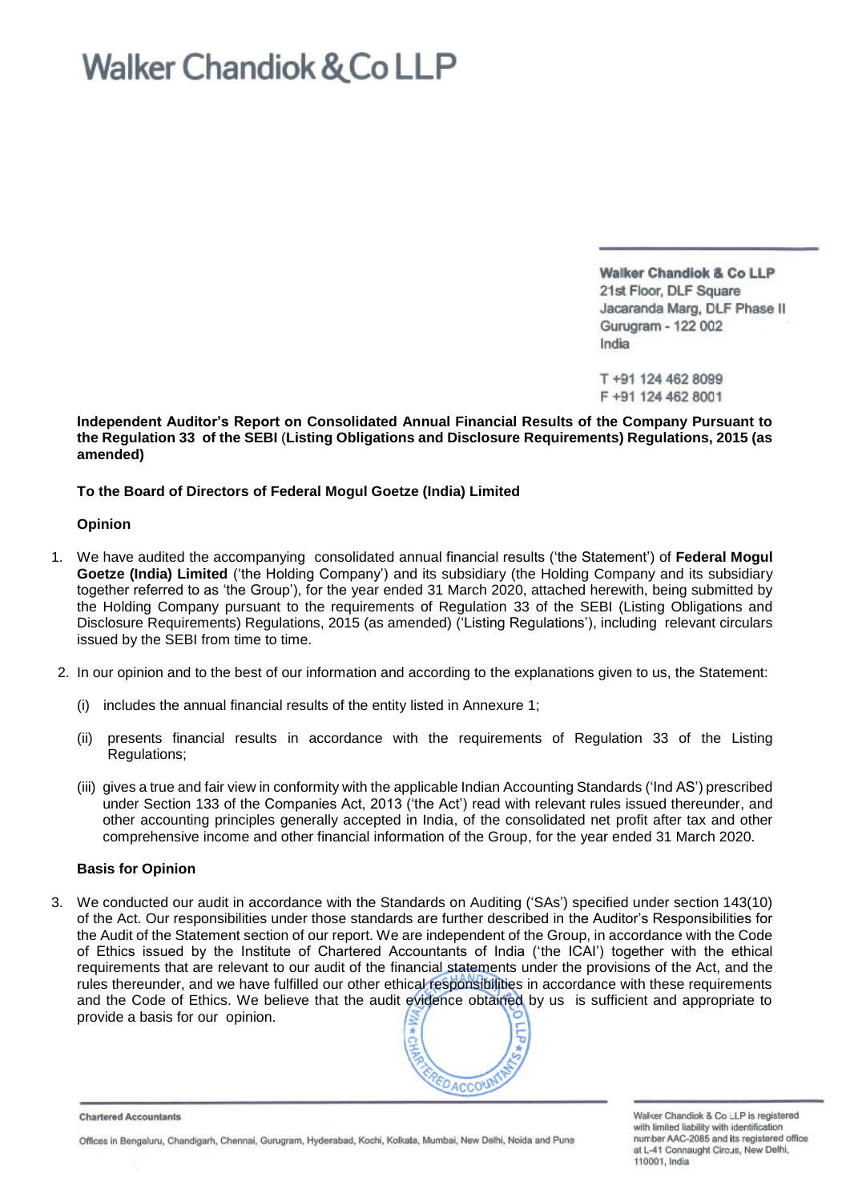# Walker Chandiok & Co LLP

Walker Chandiok & Co LLP
21st Floor, DLF Square
Jacaranda Marg, DLF Phase II
Gurugram - 122 002
India

T +91 124 462 8099
F +91 124 462 8001

**Independent Auditor's Report on Consolidated Annual Financial Results of the Company Pursuant to the Regulation 33 of the SEBI (Listing Obligations and Disclosure Requirements) Regulations, 2015 (as amended)**

**To the Board of Directors of Federal Mogul Goetze (India) Limited**

**Opinion**

1. We have audited the accompanying consolidated annual financial results ('the Statement') of **Federal Mogul Goetze (India) Limited** ('the Holding Company') and its subsidiary (the Holding Company and its subsidiary together referred to as 'the Group'), for the year ended 31 March 2020, attached herewith, being submitted by the Holding Company pursuant to the requirements of Regulation 33 of the SEBI (Listing Obligations and Disclosure Requirements) Regulations, 2015 (as amended) ('Listing Regulations'), including relevant circulars issued by the SEBI from time to time.

2. In our opinion and to the best of our information and according to the explanations given to us, the Statement:

   (i) includes the annual financial results of the entity listed in Annexure 1;

   (ii) presents financial results in accordance with the requirements of Regulation 33 of the Listing Regulations;

   (iii) gives a true and fair view in conformity with the applicable Indian Accounting Standards ('Ind AS') prescribed under Section 133 of the Companies Act, 2013 ('the Act') read with relevant rules issued thereunder, and other accounting principles generally accepted in India, of the consolidated net profit after tax and other comprehensive income and other financial information of the Group, for the year ended 31 March 2020.

**Basis for Opinion**

3. We conducted our audit in accordance with the Standards on Auditing ('SAs') specified under section 143(10) of the Act. Our responsibilities under those standards are further described in the Auditor's Responsibilities for the Audit of the Statement section of our report. We are independent of the Group, in accordance with the Code of Ethics issued by the Institute of Chartered Accountants of India ('the ICAI') together with the ethical requirements that are relevant to our audit of the financial statements under the provisions of the Act, and the rules thereunder, and we have fulfilled our other ethical responsibilities in accordance with these requirements and the Code of Ethics. We believe that the audit evidence obtained by us is sufficient and appropriate to provide a basis for our opinion.

Chartered Accountants

Offices in Bengaluru, Chandigarh, Chennai, Gurugram, Hyderabad, Kochi, Kolkata, Mumbai, New Delhi, Noida and Pune

Walker Chandiok & Co LLP is registered with limited liability with identification number AAC-2085 and its registered office at L-41 Connaught Circus, New Delhi, 110001, India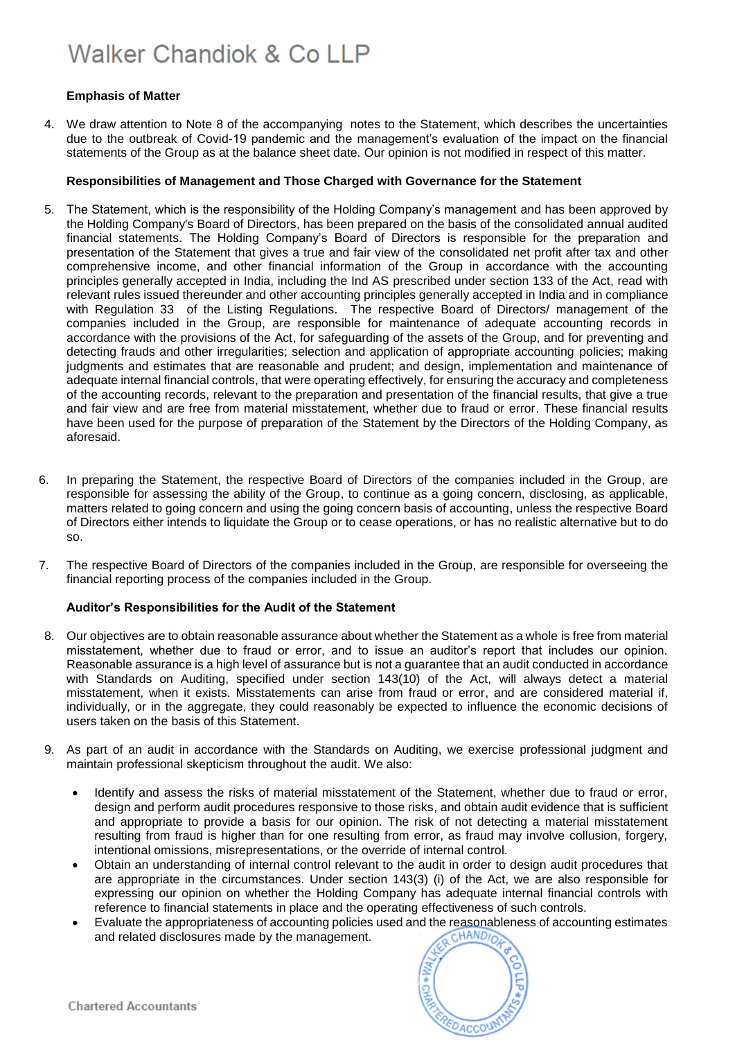**Emphasis of Matter**

4. We draw attention to Note 8 of the accompanying notes to the Statement, which describes the uncertainties due to the outbreak of Covid-19 pandemic and the management's evaluation of the impact on the financial statements of the Group as at the balance sheet date. Our opinion is not modified in respect of this matter.

**Responsibilities of Management and Those Charged with Governance for the Statement**

5. The Statement, which is the responsibility of the Holding Company's management and has been approved by the Holding Company's Board of Directors, has been prepared on the basis of the consolidated annual audited financial statements. The Holding Company's Board of Directors is responsible for the preparation and presentation of the Statement that gives a true and fair view of the consolidated net profit after tax and other comprehensive income, and other financial information of the Group in accordance with the accounting principles generally accepted in India, including the Ind AS prescribed under section 133 of the Act, read with relevant rules issued thereunder and other accounting principles generally accepted in India and in compliance with Regulation 33 of the Listing Regulations. The respective Board of Directors/ management of the companies included in the Group, are responsible for maintenance of adequate accounting records in accordance with the provisions of the Act, for safeguarding of the assets of the Group, and for preventing and detecting frauds and other irregularities; selection and application of appropriate accounting policies; making judgments and estimates that are reasonable and prudent; and design, implementation and maintenance of adequate internal financial controls, that were operating effectively, for ensuring the accuracy and completeness of the accounting records, relevant to the preparation and presentation of the financial results, that give a true and fair view and are free from material misstatement, whether due to fraud or error. These financial results have been used for the purpose of preparation of the Statement by the Directors of the Holding Company, as aforesaid.

6. In preparing the Statement, the respective Board of Directors of the companies included in the Group, are responsible for assessing the ability of the Group, to continue as a going concern, disclosing, as applicable, matters related to going concern and using the going concern basis of accounting, unless the respective Board of Directors either intends to liquidate the Group or to cease operations, or has no realistic alternative but to do so.

7. The respective Board of Directors of the companies included in the Group, are responsible for overseeing the financial reporting process of the companies included in the Group.

**Auditor's Responsibilities for the Audit of the Statement**

8. Our objectives are to obtain reasonable assurance about whether the Statement as a whole is free from material misstatement, whether due to fraud or error, and to issue an auditor's report that includes our opinion. Reasonable assurance is a high level of assurance but is not a guarantee that an audit conducted in accordance with Standards on Auditing, specified under section 143(10) of the Act, will always detect a material misstatement, when it exists. Misstatements can arise from fraud or error, and are considered material if, individually, or in the aggregate, they could reasonably be expected to influence the economic decisions of users taken on the basis of this Statement.

9. As part of an audit in accordance with the Standards on Auditing, we exercise professional judgment and maintain professional skepticism throughout the audit. We also:

   - Identify and assess the risks of material misstatement of the Statement, whether due to fraud or error, design and perform audit procedures responsive to those risks, and obtain audit evidence that is sufficient and appropriate to provide a basis for our opinion. The risk of not detecting a material misstatement resulting from fraud is higher than for one resulting from error, as fraud may involve collusion, forgery, intentional omissions, misrepresentations, or the override of internal control.
   - Obtain an understanding of internal control relevant to the audit in order to design audit procedures that are appropriate in the circumstances. Under section 143(3) (i) of the Act, we are also responsible for expressing our opinion on whether the Holding Company has adequate internal financial controls with reference to financial statements in place and the operating effectiveness of such controls.
   - Evaluate the appropriateness of accounting policies used and the reasonableness of accounting estimates and related disclosures made by the management.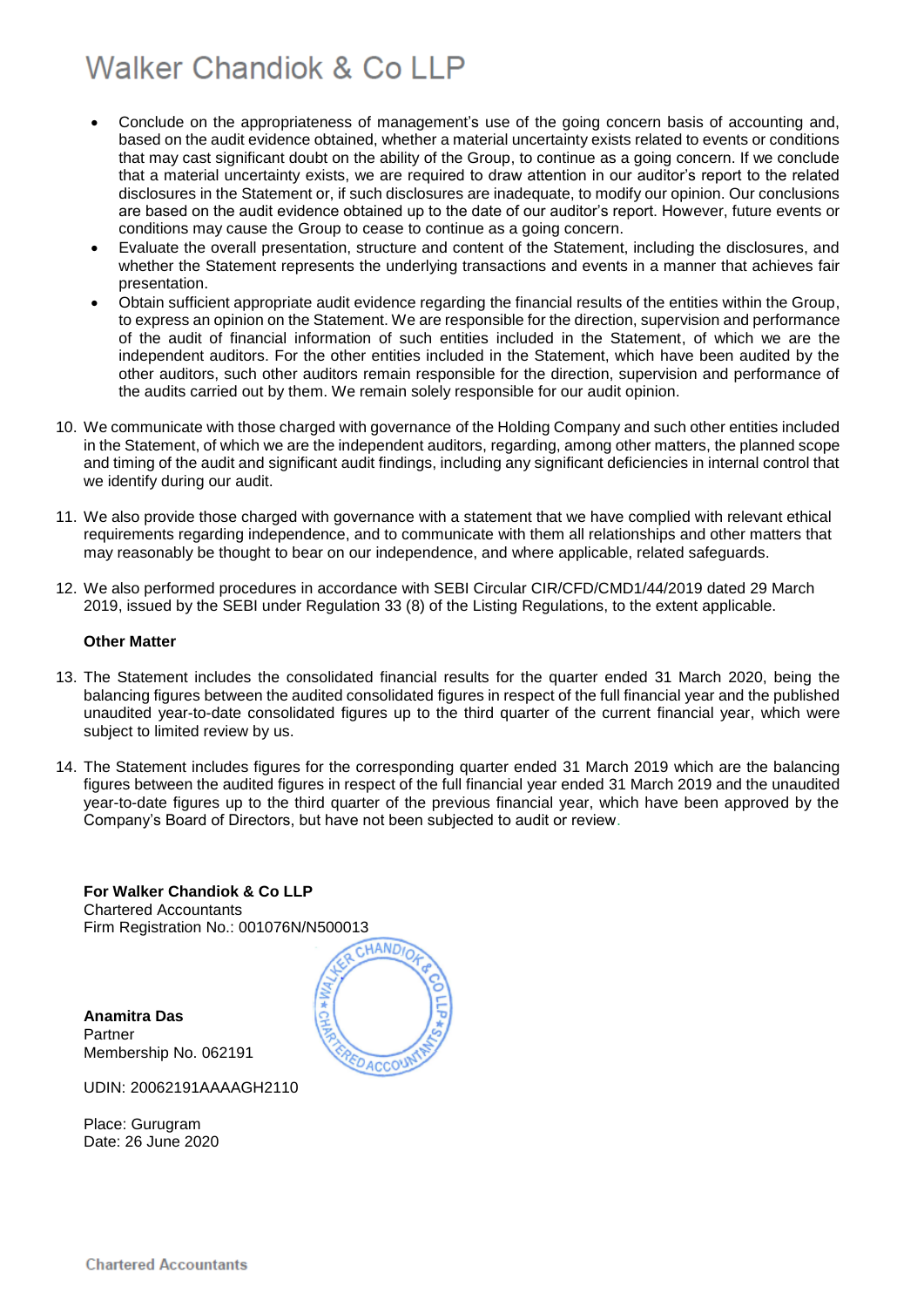- Conclude on the appropriateness of management's use of the going concern basis of accounting and, based on the audit evidence obtained, whether a material uncertainty exists related to events or conditions that may cast significant doubt on the ability of the Group, to continue as a going concern. If we conclude that a material uncertainty exists, we are required to draw attention in our auditor's report to the related disclosures in the Statement or, if such disclosures are inadequate, to modify our opinion. Our conclusions are based on the audit evidence obtained up to the date of our auditor's report. However, future events or conditions may cause the Group to cease to continue as a going concern.
- Evaluate the overall presentation, structure and content of the Statement, including the disclosures, and whether the Statement represents the underlying transactions and events in a manner that achieves fair presentation.
- Obtain sufficient appropriate audit evidence regarding the financial results of the entities within the Group, to express an opinion on the Statement. We are responsible for the direction, supervision and performance of the audit of financial information of such entities included in the Statement, of which we are the independent auditors. For the other entities included in the Statement, which have been audited by the other auditors, such other auditors remain responsible for the direction, supervision and performance of the audits carried out by them. We remain solely responsible for our audit opinion.

10. We communicate with those charged with governance of the Holding Company and such other entities included in the Statement, of which we are the independent auditors, regarding, among other matters, the planned scope and timing of the audit and significant audit findings, including any significant deficiencies in internal control that we identify during our audit.

11. We also provide those charged with governance with a statement that we have complied with relevant ethical requirements regarding independence, and to communicate with them all relationships and other matters that may reasonably be thought to bear on our independence, and where applicable, related safeguards.

12. We also performed procedures in accordance with SEBI Circular CIR/CFD/CMD1/44/2019 dated 29 March 2019, issued by the SEBI under Regulation 33 (8) of the Listing Regulations, to the extent applicable.

**Other Matter**

13. The Statement includes the consolidated financial results for the quarter ended 31 March 2020, being the balancing figures between the audited consolidated figures in respect of the full financial year and the published unaudited year-to-date consolidated figures up to the third quarter of the current financial year, which were subject to limited review by us.

14. The Statement includes figures for the corresponding quarter ended 31 March 2019 which are the balancing figures between the audited figures in respect of the full financial year ended 31 March 2019 and the unaudited year-to-date figures up to the third quarter of the previous financial year, which have been approved by the Company's Board of Directors, but have not been subjected to audit or review.

**For Walker Chandiok & Co LLP**
Chartered Accountants
Firm Registration No.: 001076N/N500013

**Anamitra Das**
Partner
Membership No. 062191

UDIN: 20062191AAAAGH2110

Place: Gurugram
Date: 26 June 2020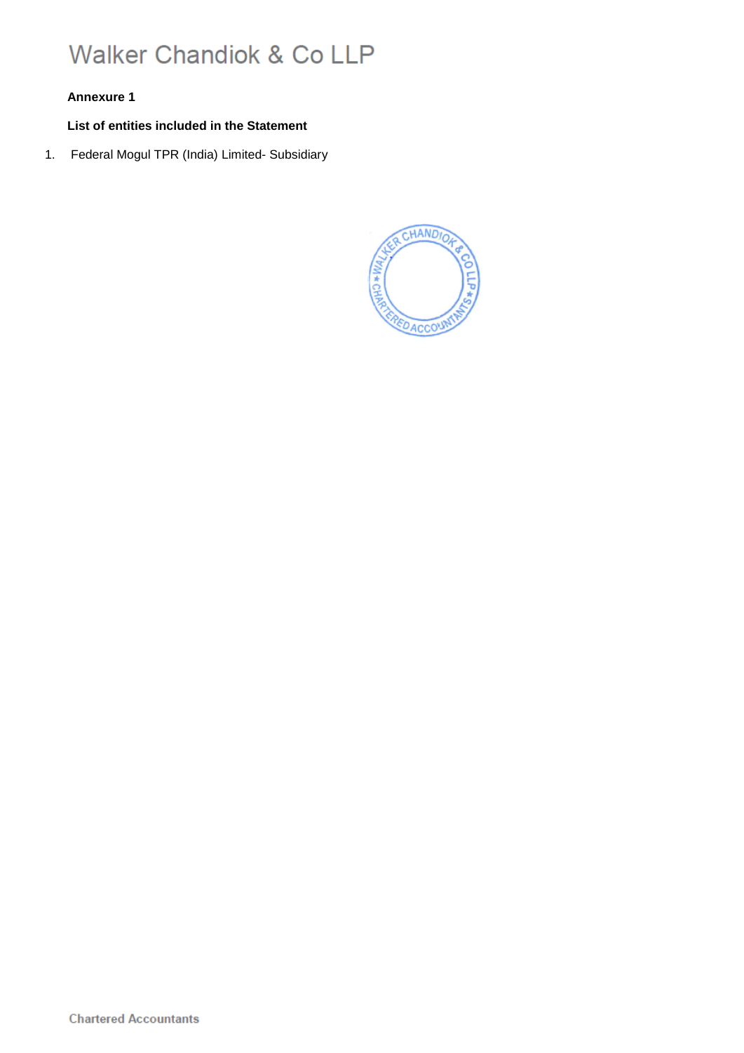# Walker Chandiok & Co LLP

**Annexure 1**

**List of entities included in the Statement**

1. Federal Mogul TPR (India) Limited- Subsidiary

Chartered Accountants